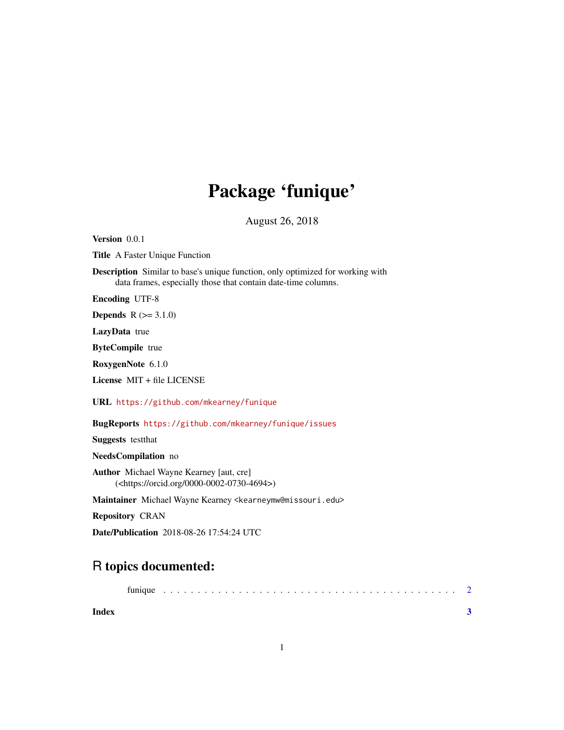# Package 'funique'

August 26, 2018

**Version** 0.0.1

**Title** A Faster Unique Function

**Description** Similar to base's unique function, only optimized for working with data frames, especially those that contain date-time columns.

**Encoding** UTF-8

**Depends** R (>= 3.1.0)

**LazyData** true

**ByteCompile** true

**RoxygenNote** 6.1.0

**License** MIT + file LICENSE

**URL** https://github.com/mkearney/funique

**BugReports** https://github.com/mkearney/funique/issues

**Suggests** testthat

**NeedsCompilation** no

**Author** Michael Wayne Kearney [aut, cre] (<https://orcid.org/0000-0002-0730-4694>)

**Maintainer** Michael Wayne Kearney <kearneymw@missouri.edu>

**Repository** CRAN

**Date/Publication** 2018-08-26 17:54:24 UTC

## R topics documented:

funique . . . . . . . . . . . . . . . . . . . . . . . . . . . . . . . . . . . . . . . . . . . 2

**Index** **3**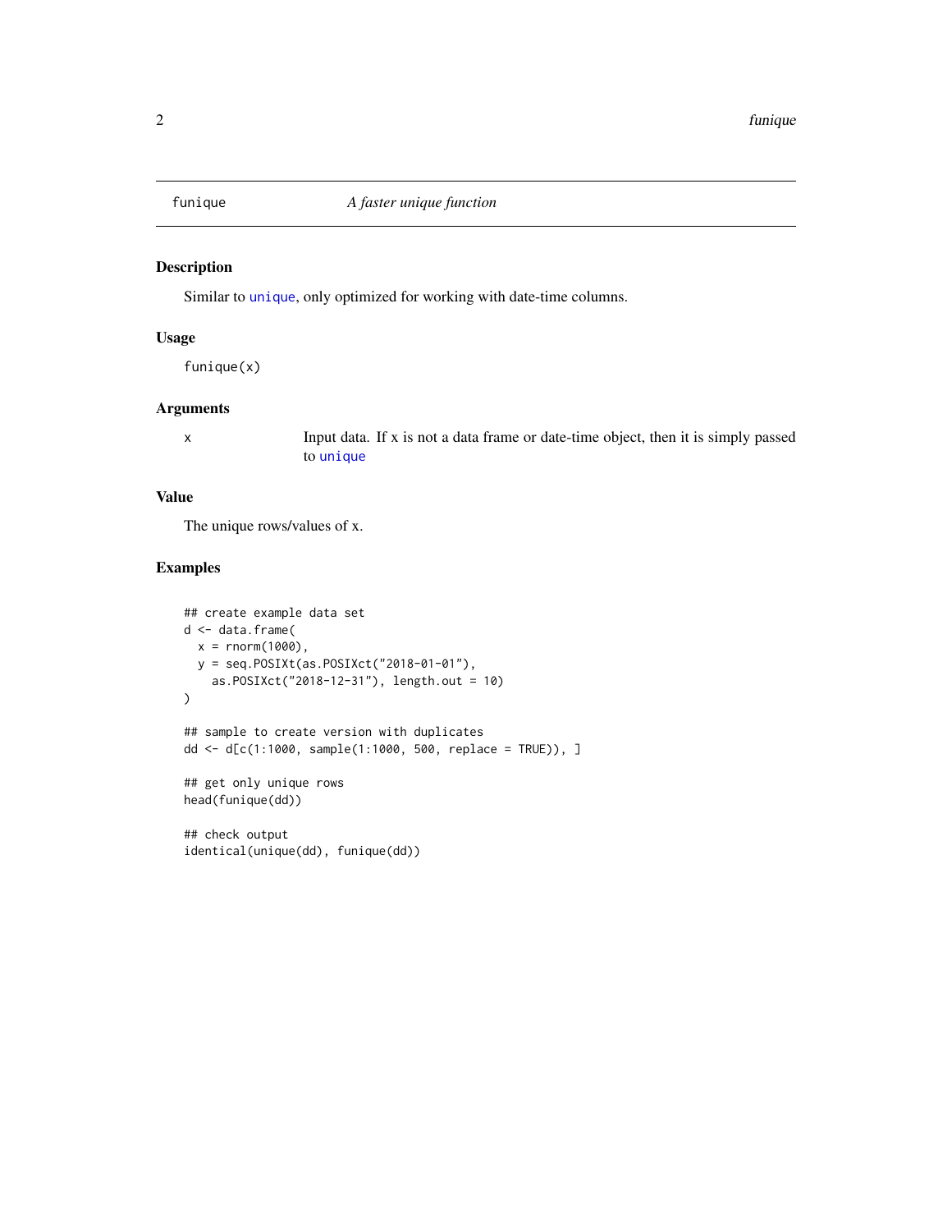# funique — *A faster unique function*

## Description

Similar to `unique`, only optimized for working with date-time columns.

## Usage

```
funique(x)
```

## Arguments

| | |
|---|---|
| x | Input data. If x is not a data frame or date-time object, then it is simply passed to `unique` |

## Value

The unique rows/values of x.

## Examples

```
## create example data set
d <- data.frame(
  x = rnorm(1000),
  y = seq.POSIXt(as.POSIXct("2018-01-01"),
    as.POSIXct("2018-12-31"), length.out = 10)
)

## sample to create version with duplicates
dd <- d[c(1:1000, sample(1:1000, 500, replace = TRUE)), ]

## get only unique rows
head(funique(dd))

## check output
identical(unique(dd), funique(dd))
```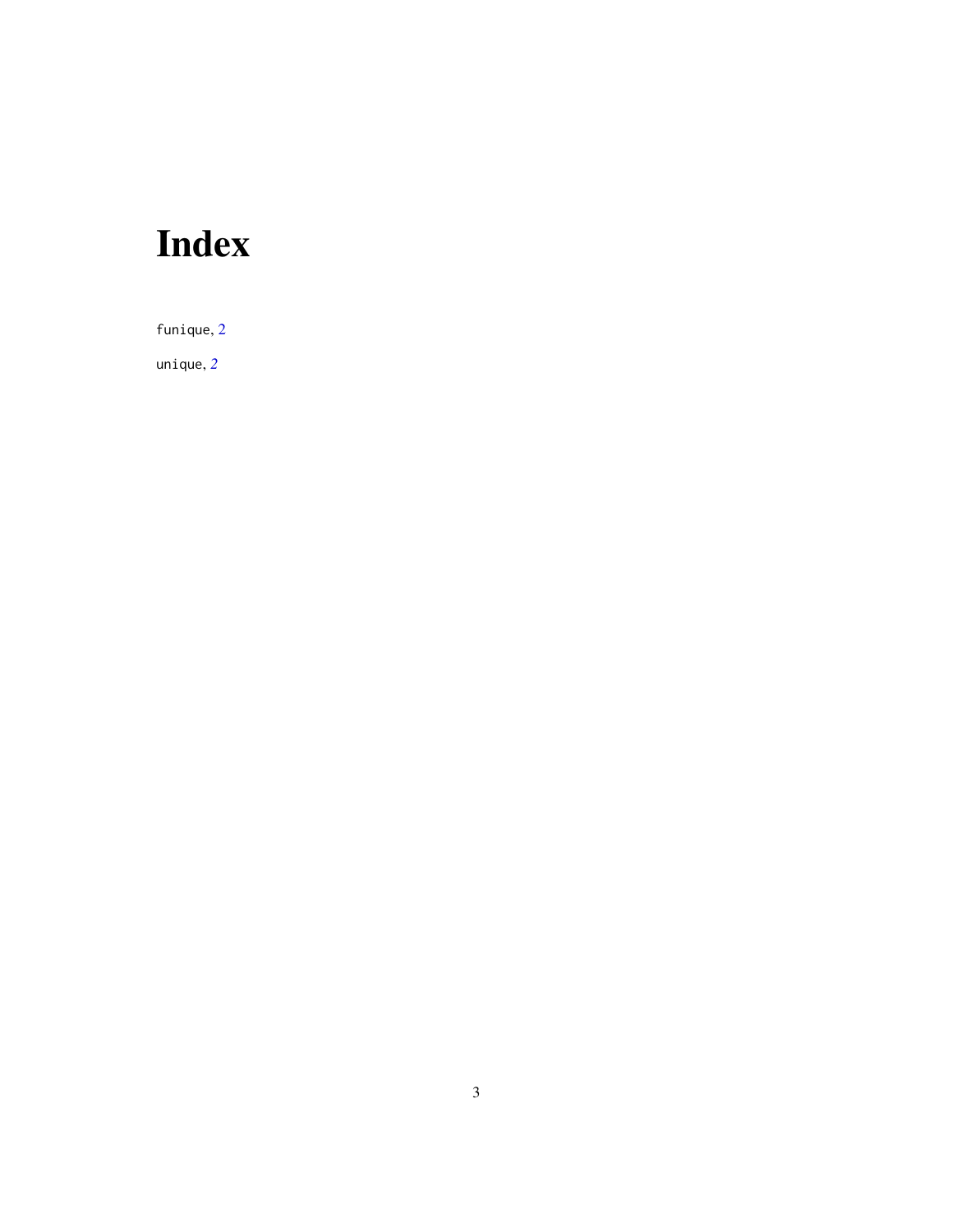# Index

`funique`, 2

`unique`, *2*